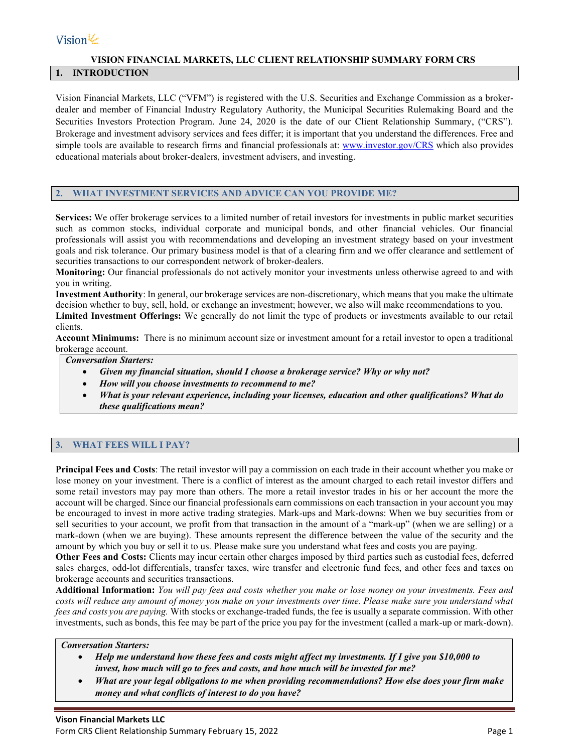**VISION FINANCIAL MARKETS, LLC CLIENT RELATIONSHIP SUMMARY FORM CRS**

## 1. INTRODUCTION

Vision Financial Markets, LLC ("VFM") is registered with the U.S. Securities and Exchange Commission as a broker-dealer and member of Financial Industry Regulatory Authority, the Municipal Securities Rulemaking Board and the Securities Investors Protection Program. June 24, 2020 is the date of our Client Relationship Summary, ("CRS"). Brokerage and investment advisory services and fees differ; it is important that you understand the differences. Free and simple tools are available to research firms and financial professionals at: www.investor.gov/CRS which also provides educational materials about broker-dealers, investment advisers, and investing.

## 2. WHAT INVESTMENT SERVICES AND ADVICE CAN YOU PROVIDE ME?

**Services:** We offer brokerage services to a limited number of retail investors for investments in public market securities such as common stocks, individual corporate and municipal bonds, and other financial vehicles. Our financial professionals will assist you with recommendations and developing an investment strategy based on your investment goals and risk tolerance. Our primary business model is that of a clearing firm and we offer clearance and settlement of securities transactions to our correspondent network of broker-dealers.

**Monitoring:** Our financial professionals do not actively monitor your investments unless otherwise agreed to and with you in writing.

**Investment Authority**: In general, our brokerage services are non-discretionary, which means that you make the ultimate decision whether to buy, sell, hold, or exchange an investment; however, we also will make recommendations to you.

**Limited Investment Offerings:** We generally do not limit the type of products or investments available to our retail clients.

**Account Minimums:** There is no minimum account size or investment amount for a retail investor to open a traditional brokerage account.

***Conversation Starters:***

- ***Given my financial situation, should I choose a brokerage service? Why or why not?***
- ***How will you choose investments to recommend to me?***
- ***What is your relevant experience, including your licenses, education and other qualifications? What do these qualifications mean?***

## 3. WHAT FEES WILL I PAY?

**Principal Fees and Costs**: The retail investor will pay a commission on each trade in their account whether you make or lose money on your investment. There is a conflict of interest as the amount charged to each retail investor differs and some retail investors may pay more than others. The more a retail investor trades in his or her account the more the account will be charged. Since our financial professionals earn commissions on each transaction in your account you may be encouraged to invest in more active trading strategies. Mark-ups and Mark-downs: When we buy securities from or sell securities to your account, we profit from that transaction in the amount of a "mark-up" (when we are selling) or a mark-down (when we are buying). These amounts represent the difference between the value of the security and the amount by which you buy or sell it to us. Please make sure you understand what fees and costs you are paying.

**Other Fees and Costs:** Clients may incur certain other charges imposed by third parties such as custodial fees, deferred sales charges, odd-lot differentials, transfer taxes, wire transfer and electronic fund fees, and other fees and taxes on brokerage accounts and securities transactions.

**Additional Information:** *You will pay fees and costs whether you make or lose money on your investments. Fees and costs will reduce any amount of money you make on your investments over time. Please make sure you understand what fees and costs you are paying.* With stocks or exchange-traded funds, the fee is usually a separate commission. With other investments, such as bonds, this fee may be part of the price you pay for the investment (called a mark-up or mark-down).

***Conversation Starters:***

- ***Help me understand how these fees and costs might affect my investments. If I give you $10,000 to invest, how much will go to fees and costs, and how much will be invested for me?***
- ***What are your legal obligations to me when providing recommendations? How else does your firm make money and what conflicts of interest to do you have?***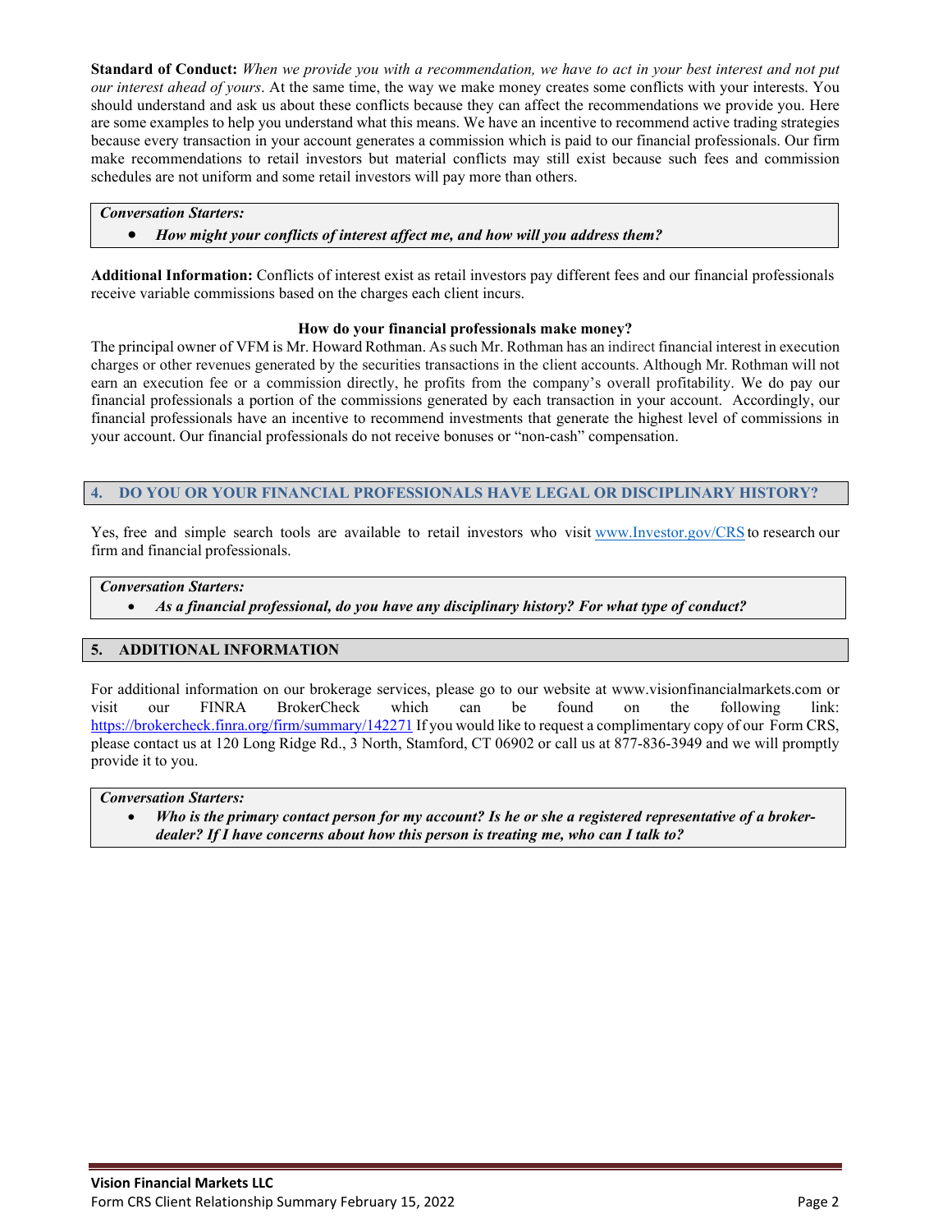**Standard of Conduct:** *When we provide you with a recommendation, we have to act in your best interest and not put our interest ahead of yours*. At the same time, the way we make money creates some conflicts with your interests. You should understand and ask us about these conflicts because they can affect the recommendations we provide you. Here are some examples to help you understand what this means. We have an incentive to recommend active trading strategies because every transaction in your account generates a commission which is paid to our financial professionals. Our firm make recommendations to retail investors but material conflicts may still exist because such fees and commission schedules are not uniform and some retail investors will pay more than others.

***Conversation Starters:***

- ***How might your conflicts of interest affect me, and how will you address them?***

**Additional Information:** Conflicts of interest exist as retail investors pay different fees and our financial professionals receive variable commissions based on the charges each client incurs.

**How do your financial professionals make money?**

The principal owner of VFM is Mr. Howard Rothman. As such Mr. Rothman has an indirect financial interest in execution charges or other revenues generated by the securities transactions in the client accounts. Although Mr. Rothman will not earn an execution fee or a commission directly, he profits from the company's overall profitability. We do pay our financial professionals a portion of the commissions generated by each transaction in your account. Accordingly, our financial professionals have an incentive to recommend investments that generate the highest level of commissions in your account. Our financial professionals do not receive bonuses or "non-cash" compensation.

## 4. DO YOU OR YOUR FINANCIAL PROFESSIONALS HAVE LEGAL OR DISCIPLINARY HISTORY?

Yes, free and simple search tools are available to retail investors who visit www.Investor.gov/CRS to research our firm and financial professionals.

***Conversation Starters:***

- ***As a financial professional, do you have any disciplinary history? For what type of conduct?***

## 5. ADDITIONAL INFORMATION

For additional information on our brokerage services, please go to our website at www.visionfinancialmarkets.com or visit our FINRA BrokerCheck which can be found on the following link: https://brokercheck.finra.org/firm/summary/142271 If you would like to request a complimentary copy of our Form CRS, please contact us at 120 Long Ridge Rd., 3 North, Stamford, CT 06902 or call us at 877-836-3949 and we will promptly provide it to you.

***Conversation Starters:***

- ***Who is the primary contact person for my account? Is he or she a registered representative of a broker-dealer? If I have concerns about how this person is treating me, who can I talk to?***